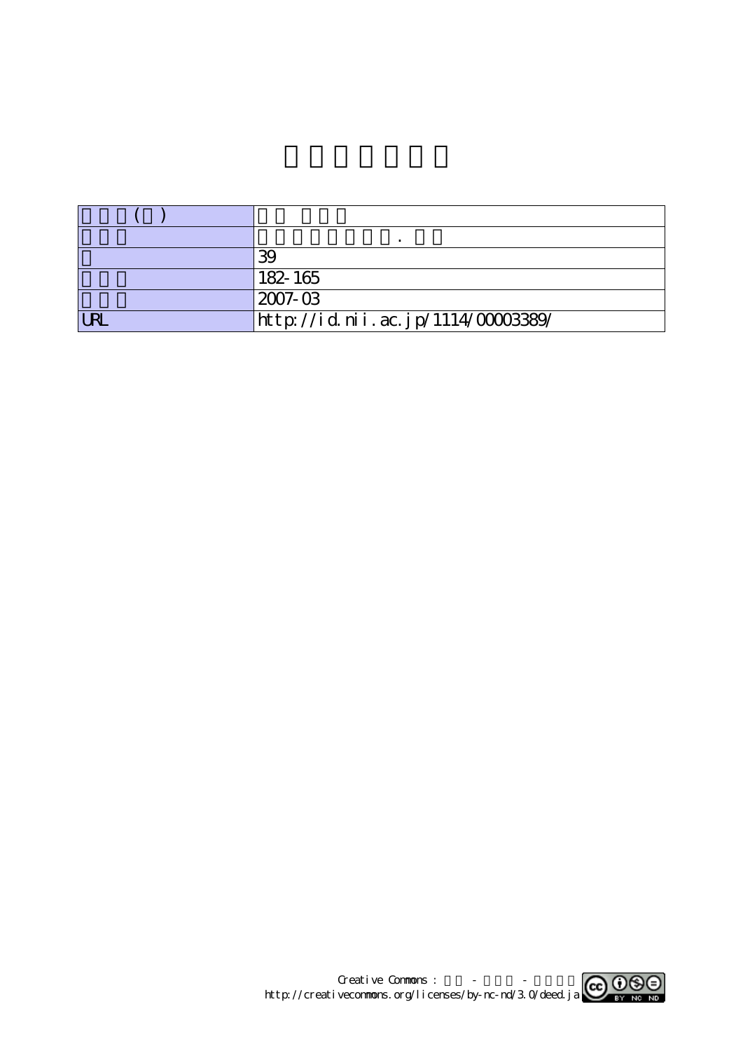| | |
|---|---|
| ( ) | |
| | . |
| | 39 |
| | 182-165 |
| | 2007-03 |
| URL | http://id.nii.ac.jp/1114/00003389/ |

Creative Commons : - -
http://creativecommons.org/licenses/by-nc-nd/3.0/deed.ja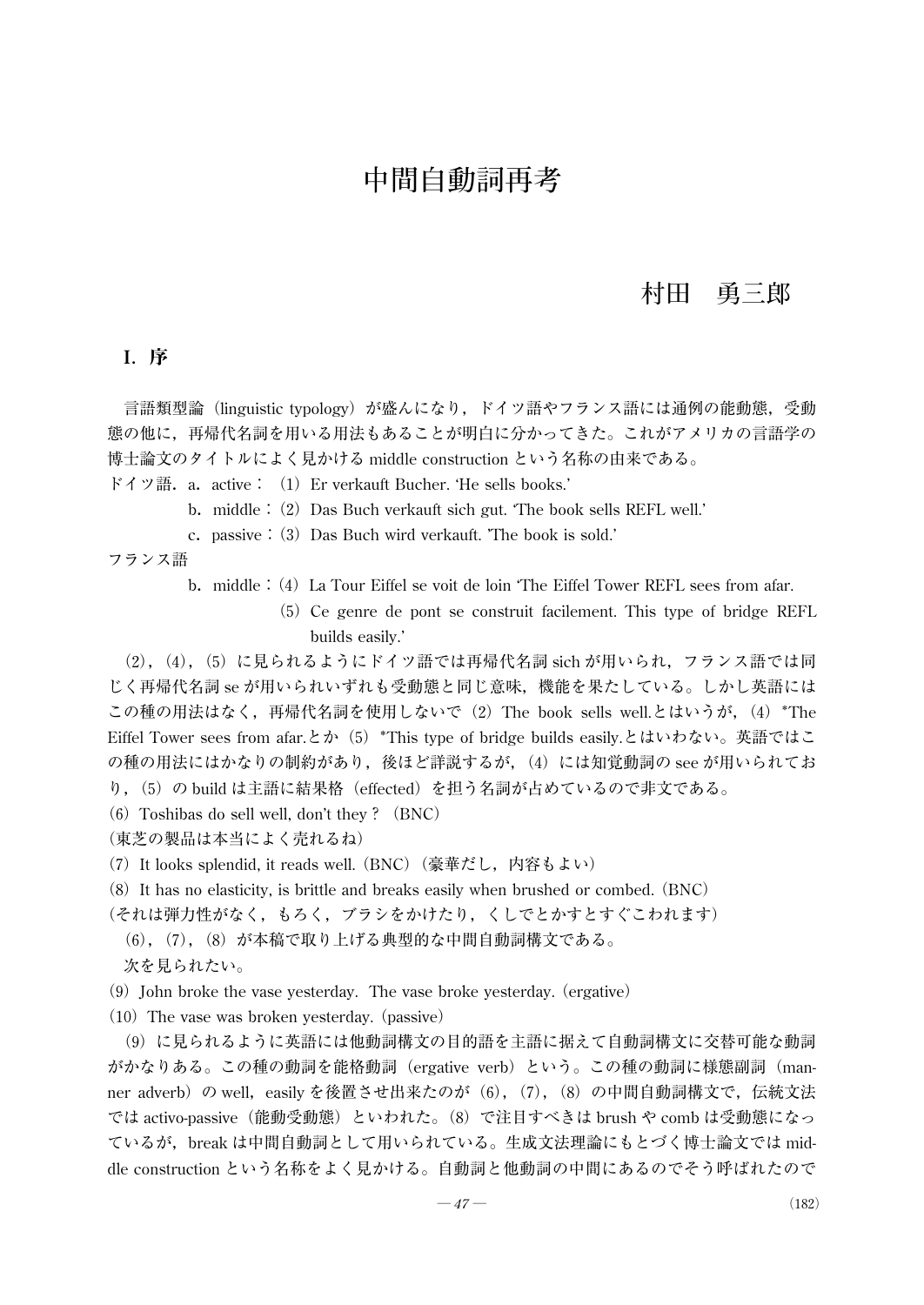# 中間自動詞再考

村田　勇三郎

## I. 序

言語類型論（linguistic typology）が盛んになり，ドイツ語やフランス語には通例の能動態，受動態の他に，再帰代名詞を用いる用法もあることが明白に分かってきた。これがアメリカの言語学の博士論文のタイトルによく見かける middle construction という名称の由来である。

ドイツ語．a．active：（1）Er verkauft Bucher. 'He sells books.'

b．middle：（2）Das Buch verkauft sich gut. 'The book sells REFL well.'

c．passive：（3）Das Buch wird verkauft. 'The book is sold.'

フランス語

b．middle：（4）La Tour Eiffel se voit de loin 'The Eiffel Tower REFL sees from afar.

（5）Ce genre de pont se construit facilement. This type of bridge REFL builds easily.'

（2），（4），（5）に見られるようにドイツ語では再帰代名詞 sich が用いられ，フランス語では同じく再帰代名詞 se が用いられいずれも受動態と同じ意味，機能を果たしている。しかし英語にはこの種の用法はなく，再帰代名詞を使用しないで（2）The book sells well.とはいうが，（4）*The Eiffel Tower sees from afar.とか（5）*This type of bridge builds easily.とはいわない。英語ではこの種の用法にはかなりの制約があり，後ほど詳説するが，（4）には知覚動詞の see が用いられており，（5）の build は主語に結果格（effected）を担う名詞が占めているので非文である。

（6）Toshibas do sell well, don't they ?（BNC）

（東芝の製品は本当によく売れるね）

（7）It looks splendid, it reads well.（BNC）（豪華だし，内容もよい）

（8）It has no elasticity, is brittle and breaks easily when brushed or combed.（BNC）

（それは弾力性がなく，もろく，ブラシをかけたり，くしでとかすとすぐこわれます）

（6），（7），（8）が本稿で取り上げる典型的な中間自動詞構文である。

次を見られたい。

（9）John broke the vase yesterday. The vase broke yesterday.（ergative）

（10）The vase was broken yesterday.（passive）

（9）に見られるように英語には他動詞構文の目的語を主語に据えて自動詞構文に交替可能な動詞がかなりある。この種の動詞を能格動詞（ergative verb）という。この種の動詞に様態副詞（manner adverb）の well，easily を後置させ出来たのが（6），（7），（8）の中間自動詞構文で，伝統文法では activo-passive（能動受動態）といわれた。（8）で注目すべきは brush や comb は受動態になっているが，break は中間自動詞として用いられている。生成文法理論にもとづく博士論文では middle construction という名称をよく見かける。自動詞と他動詞の中間にあるのでそう呼ばれたので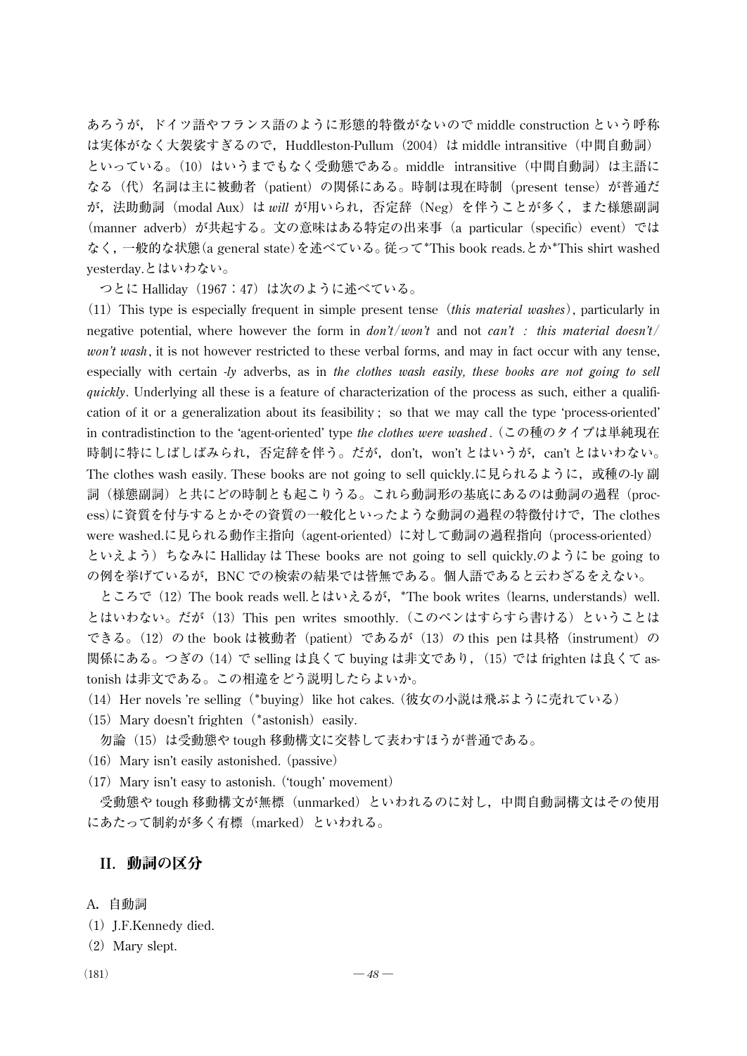あろうが，ドイツ語やフランス語のように形態的特徴がないので middle construction という呼称は実体がなく大袈裟すぎるので，Huddleston-Pullum（2004）は middle intransitive（中間自動詞）といっている。(10) はいうまでもなく受動態である。middle intransitive（中間自動詞）は主語になる（代）名詞は主に被動者（patient）の関係にある。時制は現在時制（present tense）が普通だが，法助動詞（modal Aux）は *will* が用いられ，否定辞（Neg）を伴うことが多く，また様態副詞（manner adverb）が共起する。文の意味はある特定の出来事（a particular（specific）event）ではなく，一般的な状態（a general state）を述べている。従って*This book reads.とか*This shirt washed yesterday.とはいわない。

つとに Halliday（1967：47）は次のように述べている。

(11) This type is especially frequent in simple present tense (*this material washes*), particularly in negative potential, where however the form in *don't/won't* and not *can't : this material doesn't/won't wash*, it is not however restricted to these verbal forms, and may in fact occur with any tense, especially with certain *-ly* adverbs, as in *the clothes wash easily, these books are not going to sell quickly*. Underlying all these is a feature of characterization of the process as such, either a qualification of it or a generalization about its feasibility ; so that we may call the type 'process-oriented' in contradistinction to the 'agent-oriented' type *the clothes were washed*.（この種のタイプは単純現在時制に特にしばしばみられ，否定辞を伴う。だが，don't，won't とはいうが，can't とはいわない。The clothes wash easily. These books are not going to sell quickly.に見られるように，或種の-ly 副詞（様態副詞）と共にどの時制とも起こりうる。これら動詞形の基底にあるのは動詞の過程（process）に資質を付与するとかその資質の一般化といったような動詞の過程の特徴付けで，The clothes were washed.に見られる動作主指向（agent-oriented）に対して動詞の過程指向（process-oriented）といえよう）ちなみに Halliday は These books are not going to sell quickly.のように be going to の例を挙げているが，BNC での検索の結果では皆無である。個人語であると云わざるをえない。

ところで (12) The book reads well.とはいえるが，*The book writes（learns, understands）well.とはいわない。だが (13) This pen writes smoothly.（このペンはすらすら書ける）ということはできる。(12) の the book は被動者（patient）であるが (13) の this pen は具格（instrument）の関係にある。つぎの (14) で selling は良くて buying は非文であり，(15) では frighten は良くて astonish は非文である。この相違をどう説明したらよいか。

(14) Her novels 're selling（*buying）like hot cakes.（彼女の小説は飛ぶように売れている）

(15) Mary doesn't frighten（*astonish）easily.

勿論 (15) は受動態や tough 移動構文に交替して表わすほうが普通である。

(16) Mary isn't easily astonished.（passive）

(17) Mary isn't easy to astonish.（'tough' movement）

受動態や tough 移動構文が無標（unmarked）といわれるのに対し，中間自動詞構文はその使用にあたって制約が多く有標（marked）といわれる。

## II. 動詞の区分

A. 自動詞

(1) J.F.Kennedy died.

(2) Mary slept.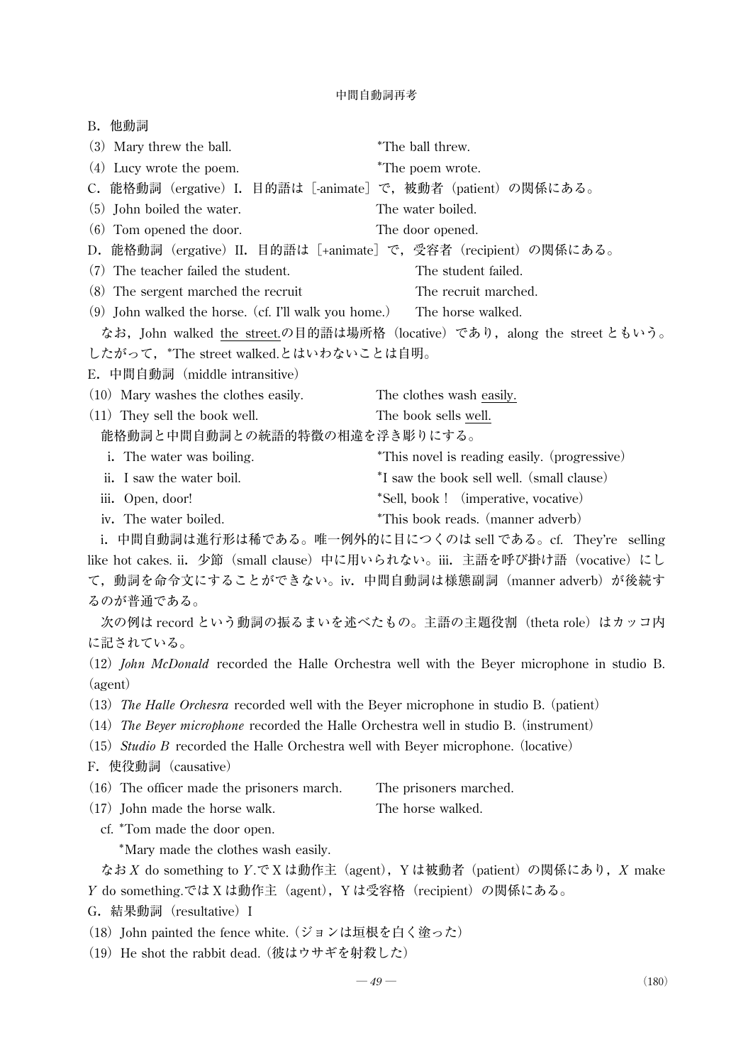B．他動詞

(3) Mary threw the ball.　　　　　　　　　*The ball threw.

(4) Lucy wrote the poem.　　　　　　　　*The poem wrote.

C．能格動詞（ergative）I．目的語は［-animate］で，被動者（patient）の関係にある。

(5) John boiled the water.　　　　　　　The water boiled.

(6) Tom opened the door.　　　　　　　The door opened.

D．能格動詞（ergative）II．目的語は［+animate］で，受容者（recipient）の関係にある。

(7) The teacher failed the student.　　　　　　The student failed.

(8) The sergent marched the recruit　　　　　　The recruit marched.

(9) John walked the horse.（cf. I'll walk you home.）　　The horse walked.

なお，John walked <u>the street.</u>の目的語は場所格（locative）であり，along the street ともいう。したがって，*The street walked.とはいわないことは自明。

E．中間自動詞（middle intransitive）

(10) Mary washes the clothes easily.　　　　The clothes wash <u>easily.</u>

(11) They sell the book well.　　　　　　　The book sells <u>well.</u>

能格動詞と中間自動詞との統語的特徴の相違を浮き彫りにする。

i．The water was boiling.　　　　　　*This novel is reading easily.（progressive）

ii．I saw the water boil.　　　　　　*I saw the book sell well.（small clause）

iii．Open, door!　　　　　　　　　*Sell, book！（imperative, vocative）

iv．The water boiled.　　　　　　　*This book reads.（manner adverb）

i．中間自動詞は進行形は稀である。唯一例外的に目につくのは sell である。cf. They're selling like hot cakes. ii．少節（small clause）中に用いられない。iii．主語を呼び掛け語（vocative）にして，動詞を命令文にすることができない。iv．中間自動詞は様態副詞（manner adverb）が後続するのが普通である。

次の例は record という動詞の振るまいを述べたもの。主語の主題役割（theta role）はカッコ内に記されている。

(12) *John McDonald* recorded the Halle Orchestra well with the Beyer microphone in studio B.（agent）

(13) *The Halle Orchesra* recorded well with the Beyer microphone in studio B.（patient）

(14) *The Beyer microphone* recorded the Halle Orchestra well in studio B.（instrument）

(15) *Studio B* recorded the Halle Orchestra well with Beyer microphone.（locative）

F．使役動詞（causative）

(16) The officer made the prisoners march.　　　The prisoners marched.

(17) John made the horse walk.　　　　　　　The horse walked.

cf. *Tom made the door open.

*Mary made the clothes wash easily.

なお *X* do something to *Y*.で X は動作主（agent），Y は被動者（patient）の関係にあり，*X* make *Y* do something.では X は動作主（agent），Y は受容格（recipient）の関係にある。

G．結果動詞（resultative）I

(18) John painted the fence white.（ジョンは垣根を白く塗った）

(19) He shot the rabbit dead.（彼はウサギを射殺した）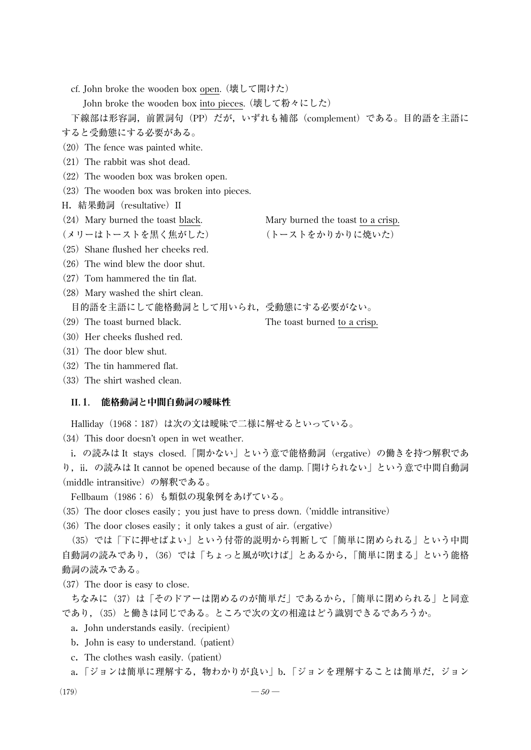cf. John broke the wooden box <u>open</u>.（壊して開けた）

John broke the wooden box <u>into pieces</u>.（壊して粉々にした）

下線部は形容詞，前置詞句（PP）だが，いずれも補部（complement）である。目的語を主語にすると受動態にする必要がある。

(20) The fence was painted white.

(21) The rabbit was shot dead.

(22) The wooden box was broken open.

(23) The wooden box was broken into pieces.

H. 結果動詞（resultative）II

(24) Mary burned the toast <u>black</u>. Mary burned the toast <u>to a crisp</u>.

（メリーはトーストを黒く焦がした） （トーストをかりかりに焼いた）

(25) Shane flushed her cheeks red.

(26) The wind blew the door shut.

(27) Tom hammered the tin flat.

(28) Mary washed the shirt clean.

目的語を主語にして能格動詞として用いられ，受動態にする必要がない。

(29) The toast burned black. The toast burned <u>to a crisp.</u>

(30) Her cheeks flushed red.

(31) The door blew shut.

(32) The tin hammered flat.

(33) The shirt washed clean.

### II. 1. 能格動詞と中間自動詞の曖昧性

Halliday（1968：187）は次の文は曖昧で二様に解せるといっている。

(34) This door doesn't open in wet weather.

i. の読みは It stays closed.「開かない」という意で能格動詞（ergative）の働きを持つ解釈であり，ii. の読みは It cannot be opened because of the damp.「開けられない」という意で中間自動詞（middle intransitive）の解釈である。

Fellbaum（1986：6）も類似の現象例をあげている。

(35) The door closes easily ; you just have to press down.（'middle intransitive）

(36) The door closes easily ; it only takes a gust of air.（ergative）

（35）では「下に押せばよい」という付帯的説明から判断して「簡単に閉められる」という中間自動詞の読みであり，（36）では「ちょっと風が吹けば」とあるから，「簡単に閉まる」という能格動詞の読みである。

(37) The door is easy to close.

ちなみに（37）は「そのドアーは閉めるのが簡単だ」であるから，「簡単に閉められる」と同意であり，（35）と働きは同じである。ところで次の文の相違はどう識別できるであろうか。

a. John understands easily.（recipient）

b. John is easy to understand.（patient）

c. The clothes wash easily.（patient）

a.「ジョンは簡単に理解する，物わかりが良い」b.「ジョンを理解することは簡単だ，ジョン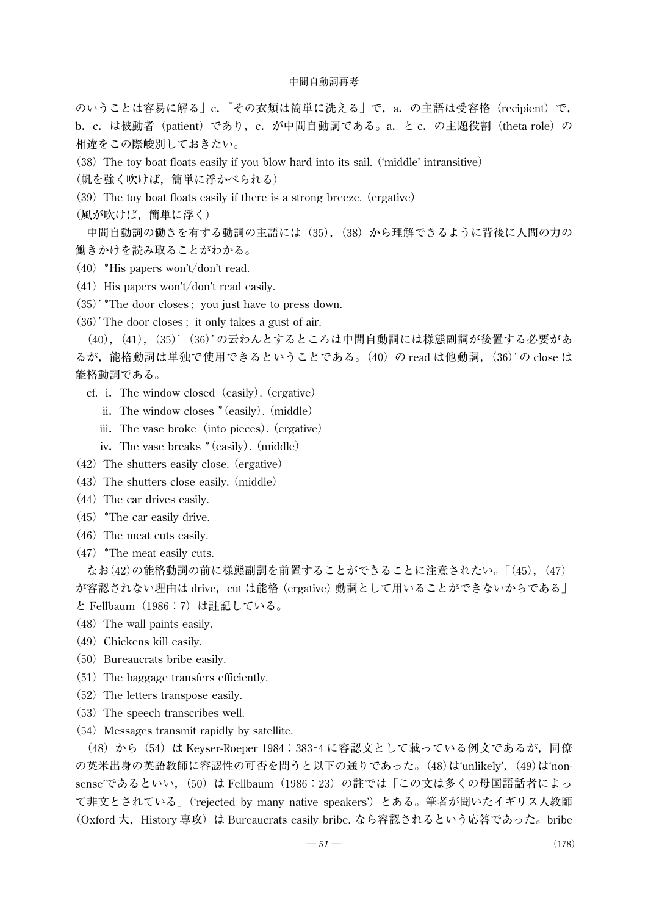のいうことは容易に解る」c.「その衣類は簡単に洗える」で，a. の主語は受容格（recipient）で，b. c. は被動者（patient）であり，c. が中間自動詞である。a. と c. の主題役割（theta role）の相違をこの際峻別しておきたい。

(38) The toy boat floats easily if you blow hard into its sail.（'middle' intransitive）
（帆を強く吹けば，簡単に浮かべられる）

(39) The toy boat floats easily if there is a strong breeze.（ergative）
（風が吹けば，簡単に浮く）

中間自動詞の働きを有する動詞の主語には（35），（38）から理解できるように背後に人間の力の働きかけを読み取ることがわかる。

(40) *His papers won't/don't read.

(41) His papers won't/don't read easily.

(35)' *The door closes ; you just have to press down.

(36)' The door closes ; it only takes a gust of air.

（40），（41），（35）'（36）' の云わんとするところは中間自動詞には様態副詞が後置する必要があるが，能格動詞は単独で使用できるということである。（40）の read は他動詞，（36）' の close は能格動詞である。

cf. i. The window closed（easily）.（ergative）
　　ii. The window closes *（easily）.（middle）
　　iii. The vase broke（into pieces）.（ergative）
　　iv. The vase breaks *（easily）.（middle）

(42) The shutters easily close.（ergative）

(43) The shutters close easily.（middle）

(44) The car drives easily.

(45) *The car easily drive.

(46) The meat cuts easily.

(47) *The meat easily cuts.

なお(42)の能格動詞の前に様態副詞を前置することができることに注意されたい。「(45)，(47) が容認されない理由は drive，cut は能格 (ergative) 動詞として用いることができないからである」と Fellbaum（1986：7）は註記している。

(48) The wall paints easily.

(49) Chickens kill easily.

(50) Bureaucrats bribe easily.

(51) The baggage transfers efficiently.

(52) The letters transpose easily.

(53) The speech transcribes well.

(54) Messages transmit rapidly by satellite.

（48）から（54）は Keyser-Roeper 1984：383-4 に容認文として載っている例文であるが，同僚の英米出身の英語教師に容認性の可否を問うと以下の通りであった。(48)は'unlikely'，(49)は'nonsense'であるといい，（50）は Fellbaum（1986：23）の註では「この文は多くの母国語話者によって非文とされている」（'rejected by many native speakers'）とある。筆者が聞いたイギリス人教師（Oxford 大，History 専攻）は Bureaucrats easily bribe. なら容認されるという応答であった。bribe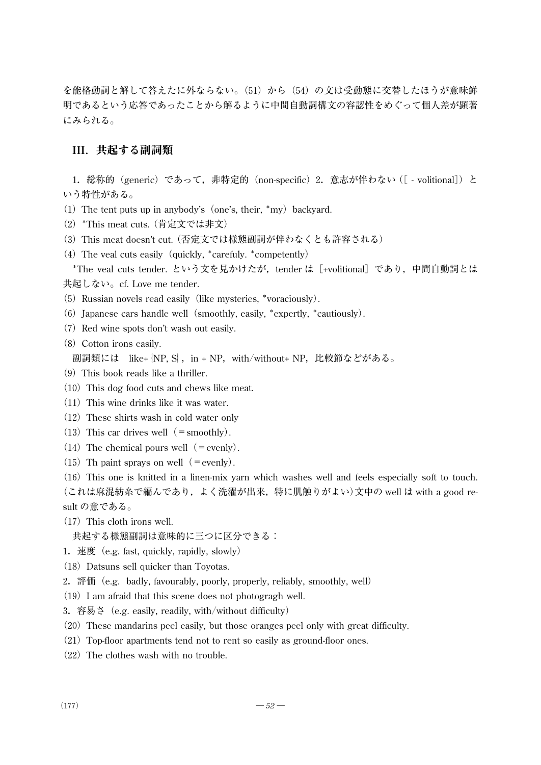を能格動詞と解して答えたに外ならない。(51) から (54) の文は受動態に交替したほうが意味鮮明であるという応答であったことから解るように中間自動詞構文の容認性をめぐって個人差が顕著にみられる。

## III. 共起する副詞類

1. 総称的（generic）であって，非特定的（non-specific）2. 意志が伴わない（[ - volitional]）という特性がある。

(1) The tent puts up in anybody's（one's, their, *my）backyard.

(2) *This meat cuts.（肯定文では非文）

(3) This meat doesn't cut.（否定文では様態副詞が伴わなくとも許容される）

(4) The veal cuts easily（quickly, *carefuly. *competently）

*The veal cuts tender. という文を見かけたが，tender は［+volitional］であり，中間自動詞とは共起しない。cf. Love me tender.

(5) Russian novels read easily（like mysteries, *voraciously）.

(6) Japanese cars handle well（smoothly, easily, *expertly, *cautiously）.

(7) Red wine spots don't wash out easily.

(8) Cotton irons easily.

副詞類には　like+ {NP, S}，in + NP，with/without+ NP，比較節などがある。

(9) This book reads like a thriller.

(10) This dog food cuts and chews like meat.

(11) This wine drinks like it was water.

(12) These shirts wash in cold water only

(13) This car drives well（＝smoothly）.

(14) The chemical pours well（＝evenly）.

(15) Th paint sprays on well（＝evenly）.

(16) This one is knitted in a linen-mix yarn which washes well and feels especially soft to touch.（これは麻混紡糸で編んであり，よく洗濯が出来，特に肌触りがよい）文中の well は with a good result の意である。

(17) This cloth irons well.

共起する様態副詞は意味的に三つに区分できる：

1. 速度（e.g. fast, quickly, rapidly, slowly）

(18) Datsuns sell quicker than Toyotas.

2. 評価（e.g. badly, favourably, poorly, properly, reliably, smoothly, well）

(19) I am afraid that this scene does not photogragh well.

3. 容易さ（e.g. easily, readily, with/without difficulty）

(20) These mandarins peel easily, but those oranges peel only with great difficulty.

(21) Top-floor apartments tend not to rent so easily as ground-floor ones.

(22) The clothes wash with no trouble.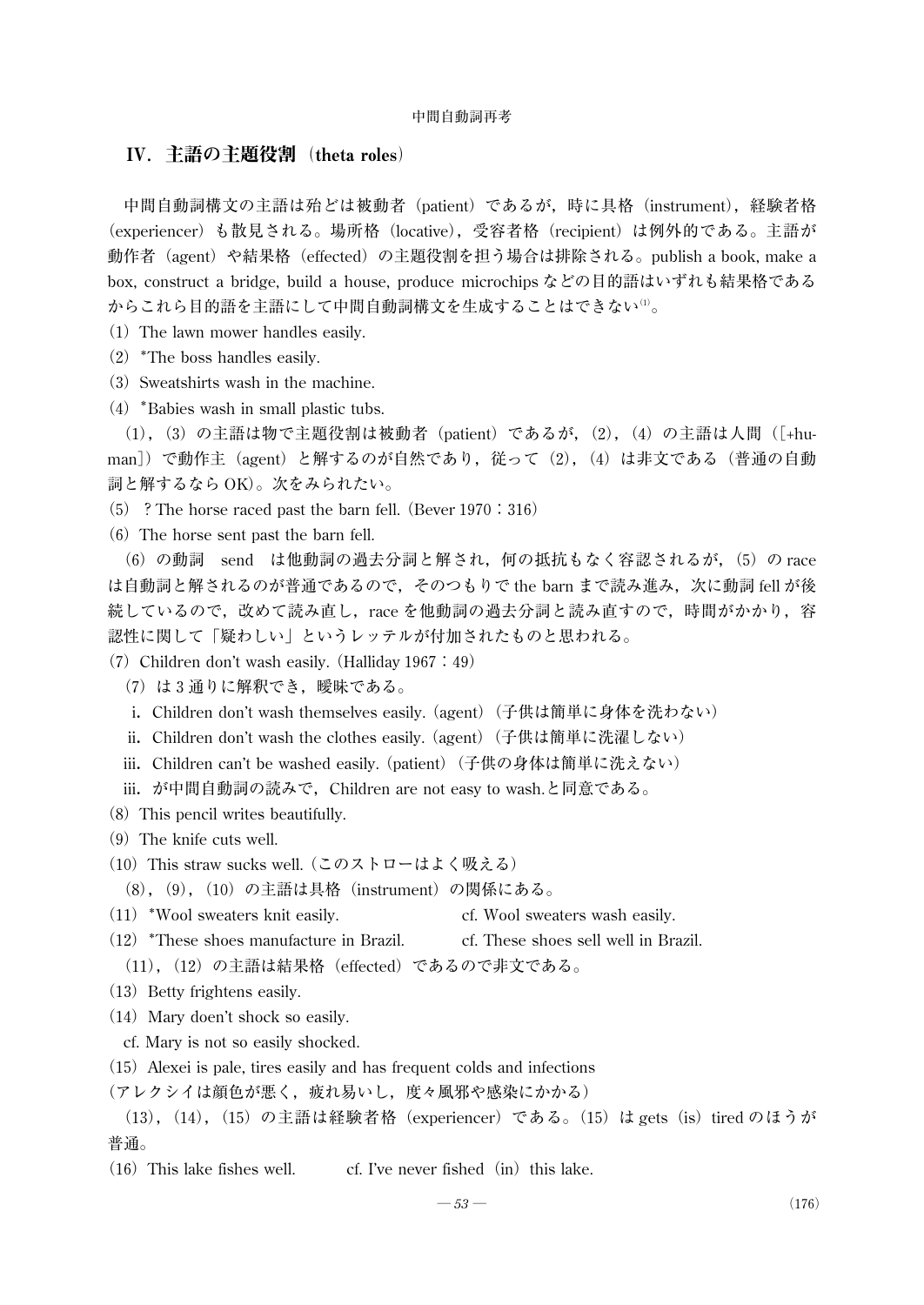## IV．主語の主題役割（theta roles）

中間自動詞構文の主語は殆どは被動者（patient）であるが，時に具格（instrument），経験者格（experiencer）も散見される。場所格（locative），受容者格（recipient）は例外的である。主語が動作者（agent）や結果格（effected）の主題役割を担う場合は排除される。publish a book, make a box, construct a bridge, build a house, produce microchips などの目的語はいずれも結果格であるからこれら目的語を主語にして中間自動詞構文を生成することはできない[(1)]。

（1）The lawn mower handles easily.

（2）*The boss handles easily.

（3）Sweatshirts wash in the machine.

（4）*Babies wash in small plastic tubs.

（1），（3）の主語は物で主題役割は被動者（patient）であるが，（2），（4）の主語は人間（[+human]）で動作主（agent）と解するのが自然であり，従って（2），（4）は非文である（普通の自動詞と解するなら OK）。次をみられたい。

（5）？The horse raced past the barn fell.（Bever 1970：316）

（6）The horse sent past the barn fell.

（6）の動詞　send　は他動詞の過去分詞と解され，何の抵抗もなく容認されるが，（5）の race は自動詞と解されるのが普通であるので，そのつもりで the barn まで読み進み，次に動詞 fell が後続しているので，改めて読み直し，race を他動詞の過去分詞と読み直すので，時間がかかり，容認性に関して「疑わしい」というレッテルが付加されたものと思われる。

（7）Children don't wash easily.（Halliday 1967：49）

（7）は 3 通りに解釈でき，曖昧である。

i．Children don't wash themselves easily.（agent）（子供は簡単に身体を洗わない）

ii．Children don't wash the clothes easily.（agent）（子供は簡単に洗濯しない）

iii．Children can't be washed easily.（patient）（子供の身体は簡単に洗えない）

iii．が中間自動詞の読みで，Children are not easy to wash.と同意である。

（8）This pencil writes beautifully.

（9）The knife cuts well.

（10）This straw sucks well.（このストローはよく吸える）

（8），（9），（10）の主語は具格（instrument）の関係にある。

（11）*Wool sweaters knit easily.　　　cf. Wool sweaters wash easily.

（12）*These shoes manufacture in Brazil.　　　cf. These shoes sell well in Brazil.

（11），（12）の主語は結果格（effected）であるので非文である。

（13）Betty frightens easily.

（14）Mary doen't shock so easily.

cf. Mary is not so easily shocked.

（15）Alexei is pale, tires easily and has frequent colds and infections

（アレクシイは顔色が悪く，疲れ易いし，度々風邪や感染にかかる）

（13），（14），（15）の主語は経験者格（experiencer）である。（15）は gets（is）tired のほうが普通。

（16）This lake fishes well.　　　cf. I've never fished（in）this lake.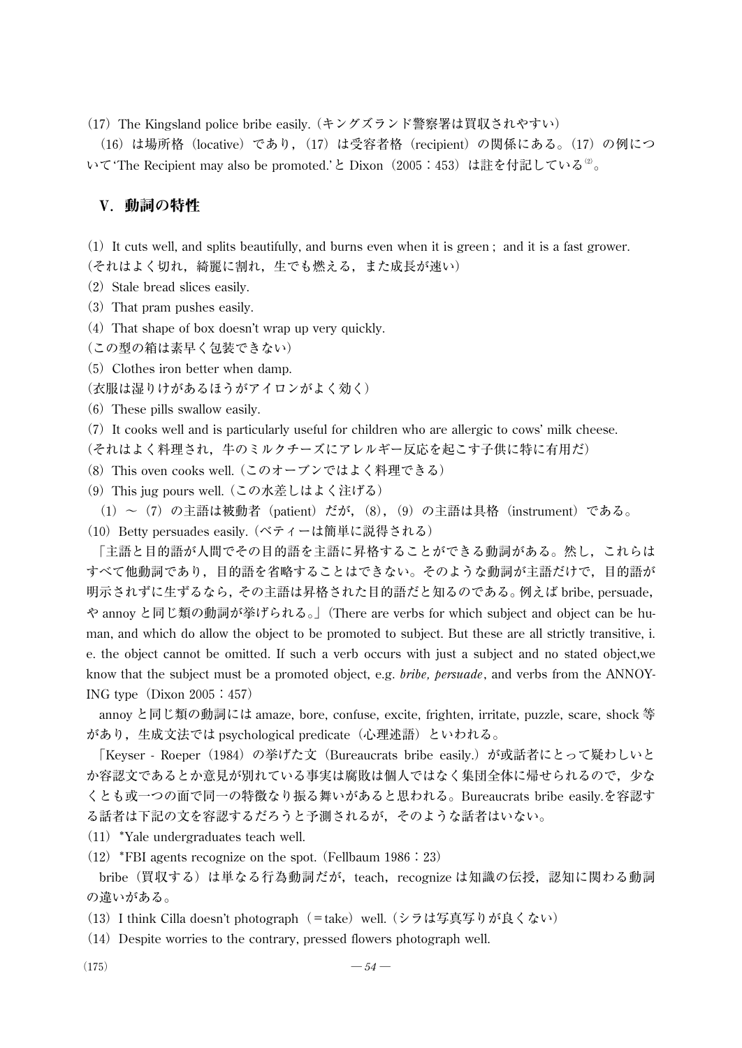（17）The Kingsland police bribe easily.（キングズランド警察署は買収されやすい）

（16）は場所格（locative）であり，（17）は受容者格（recipient）の関係にある。（17）の例について'The Recipient may also be promoted.'と Dixon（2005：453）は註を付記している[2]。

## Ⅴ．動詞の特性

（1）It cuts well, and splits beautifully, and burns even when it is green； and it is a fast grower.
（それはよく切れ，綺麗に割れ，生でも燃える，また成長が速い）

（2）Stale bread slices easily.

（3）That pram pushes easily.

（4）That shape of box doesn't wrap up very quickly.
（この型の箱は素早く包装できない）

（5）Clothes iron better when damp.
（衣服は湿りけがあるほうがアイロンがよく効く）

（6）These pills swallow easily.

（7）It cooks well and is particularly useful for children who are allergic to cows' milk cheese.
（それはよく料理され，牛のミルクチーズにアレルギー反応を起こす子供に特に有用だ）

（8）This oven cooks well.（このオーブンではよく料理できる）

（9）This jug pours well.（この水差しはよく注げる）

（1）～（7）の主語は被動者（patient）だが，（8），（9）の主語は具格（instrument）である。

（10）Betty persuades easily.（ベティーは簡単に説得される）

「主語と目的語が人間でその目的語を主語に昇格することができる動詞がある。然し，これらはすべて他動詞であり，目的語を省略することはできない。そのような動詞が主語だけで，目的語が明示されずに生ずるなら，その主語は昇格された目的語だと知るのである。例えば bribe, persuade, や annoy と同じ類の動詞が挙げられる。」（There are verbs for which subject and object can be human, and which do allow the object to be promoted to subject. But these are all strictly transitive, i. e. the object cannot be omitted. If such a verb occurs with just a subject and no stated object,we know that the subject must be a promoted object, e.g. *bribe, persuade*, and verbs from the ANNOYING type（Dixon 2005：457）

annoy と同じ類の動詞には amaze, bore, confuse, excite, frighten, irritate, puzzle, scare, shock 等があり，生成文法では psychological predicate（心理述語）といわれる。

「Keyser - Roeper（1984）の挙げた文（Bureaucrats bribe easily.）が或話者にとって疑わしいとか容認文であるとか意見が別れている事実は腐敗は個人ではなく集団全体に帰せられるので，少なくとも或一つの面で同一の特徴なり振る舞いがあると思われる。Bureaucrats bribe easily.を容認する話者は下記の文を容認するだろうと予測されるが，そのような話者はいない。

（11）*Yale undergraduates teach well.

（12）*FBI agents recognize on the spot.（Fellbaum 1986：23）

bribe（買収する）は単なる行為動詞だが，teach，recognize は知識の伝授，認知に関わる動詞の違いがある。

（13）I think Cilla doesn't photograph（＝take）well.（シラは写真写りが良くない）

（14）Despite worries to the contrary, pressed flowers photograph well.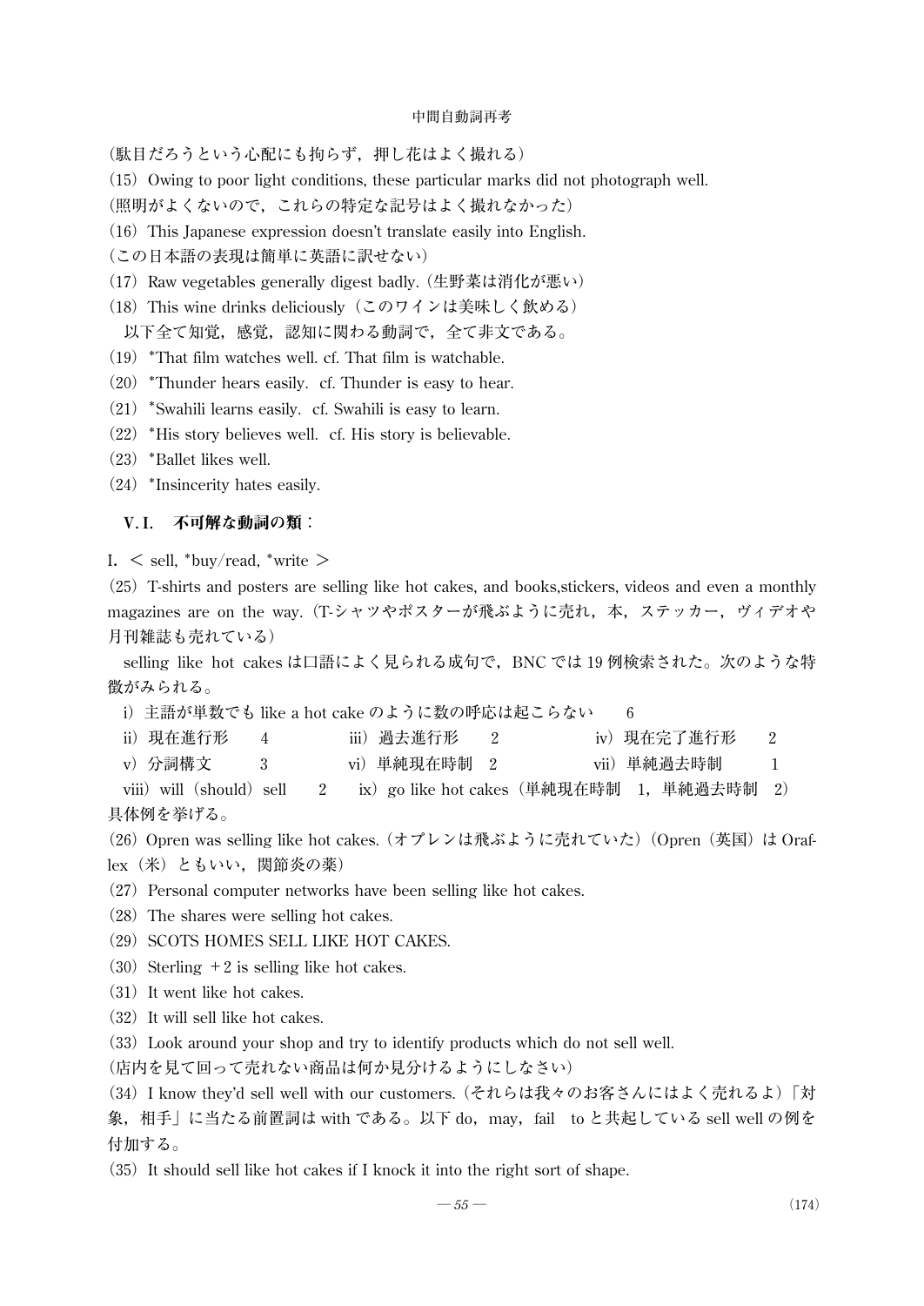（駄目だろうという心配にも拘らず，押し花はよく撮れる）

（15）Owing to poor light conditions, these particular marks did not photograph well.
（照明がよくないので，これらの特定な記号はよく撮れなかった）

（16）This Japanese expression doesn't translate easily into English.
（この日本語の表現は簡単に英語に訳せない）

（17）Raw vegetables generally digest badly.（生野菜は消化が悪い）

（18）This wine drinks deliciously（このワインは美味しく飲める）

以下全て知覚，感覚，認知に関わる動詞で，全て非文である。

（19）*That film watches well. cf. That film is watchable.

（20）*Thunder hears easily. cf. Thunder is easy to hear.

（21）*Swahili learns easily. cf. Swahili is easy to learn.

（22）*His story believes well. cf. His story is believable.

（23）*Ballet likes well.

（24）*Insincerity hates easily.

## V.I. 不可解な動詞の類：

I. ＜ sell, *buy/read, *write ＞

（25）T-shirts and posters are selling like hot cakes, and books,stickers, videos and even a monthly magazines are on the way.（T-シャツやポスターが飛ぶように売れ，本，ステッカー，ヴィデオや月刊雑誌も売れている）

selling like hot cakes は口語によく見られる成句で，BNC では 19 例検索された。次のような特徴がみられる。

i）主語が単数でも like a hot cake のように数の呼応は起こらない　6
ii）現在進行形　4　　iii）過去進行形　2　　iv）現在完了進行形　2
v）分詞構文　3　　vi）単純現在時制　2　　vii）単純過去時制　1
viii）will（should）sell　2　　ix）go like hot cakes（単純現在時制　1，単純過去時制　2）

具体例を挙げる。

（26）Opren was selling like hot cakes.（オプレンは飛ぶように売れていた）（Opren（英国）は Oraflex（米）ともいい，関節炎の薬）

（27）Personal computer networks have been selling like hot cakes.

（28）The shares were selling hot cakes.

（29）SCOTS HOMES SELL LIKE HOT CAKES.

（30）Sterling ＋2 is selling like hot cakes.

（31）It went like hot cakes.

（32）It will sell like hot cakes.

（33）Look around your shop and try to identify products which do not sell well.
（店内を見て回って売れない商品は何か見分けるようにしなさい）

（34）I know they'd sell well with our customers.（それらは我々のお客さんにはよく売れるよ）「対象，相手」に当たる前置詞は with である。以下 do，may，fail　to と共起している sell well の例を付加する。

（35）It should sell like hot cakes if I knock it into the right sort of shape.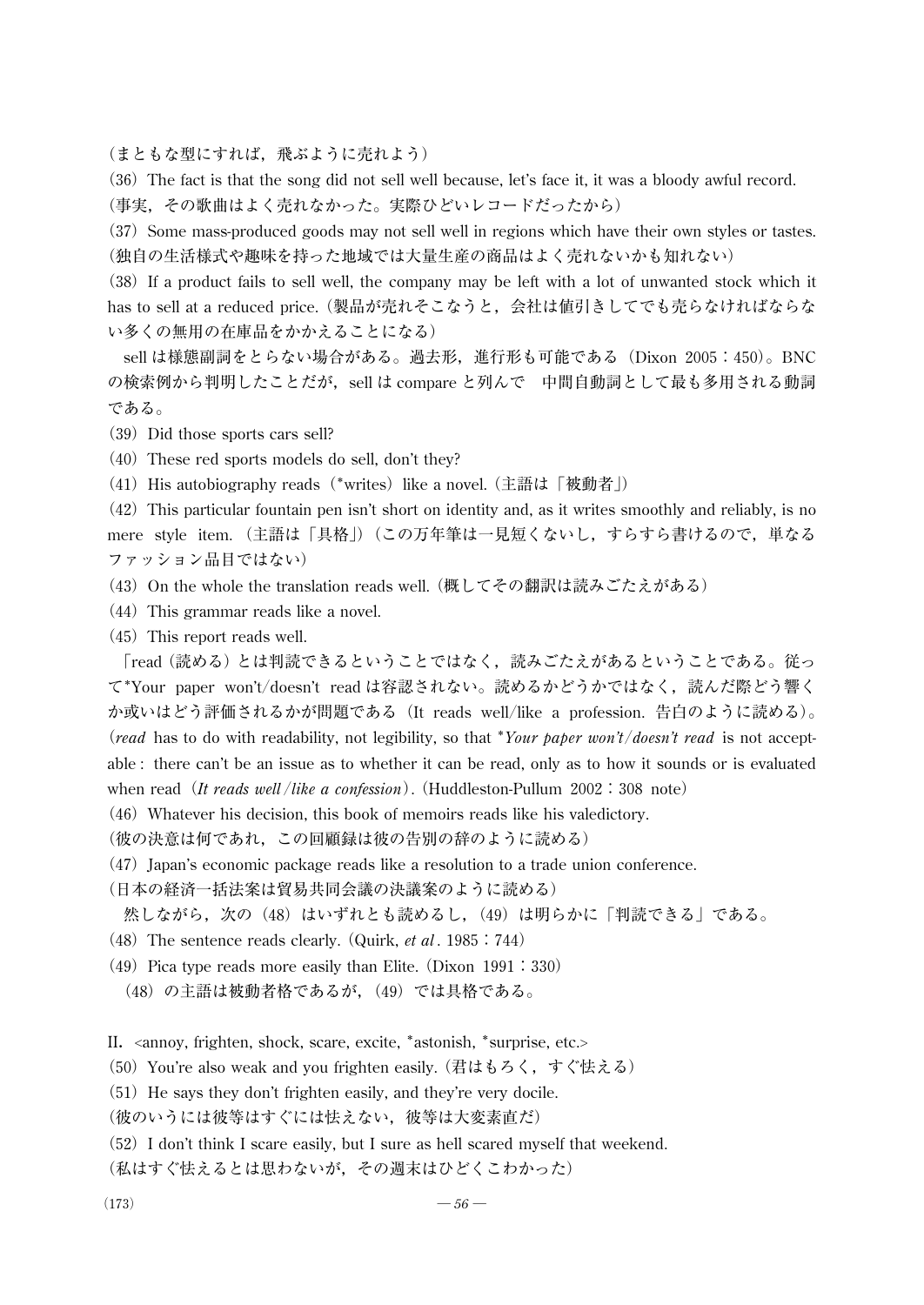（まともな型にすれば，飛ぶように売れよう）

（36）The fact is that the song did not sell well because, let's face it, it was a bloody awful record.
（事実，その歌曲はよく売れなかった。実際ひどいレコードだったから）

（37）Some mass-produced goods may not sell well in regions which have their own styles or tastes.
（独自の生活様式や趣味を持った地域では大量生産の商品はよく売れないかも知れない）

（38）If a product fails to sell well, the company may be left with a lot of unwanted stock which it has to sell at a reduced price.（製品が売れそこなうと，会社は値引きしてでも売らなければならない多くの無用の在庫品をかかえることになる）

sell は様態副詞をとらない場合がある。過去形，進行形も可能である（Dixon 2005：450）。BNC の検索例から判明したことだが，sell は compare と列んで　中間自動詞として最も多用される動詞である。

（39）Did those sports cars sell?

（40）These red sports models do sell, don't they?

（41）His autobiography reads（*writes）like a novel.（主語は「被動者」）

（42）This particular fountain pen isn't short on identity and, as it writes smoothly and reliably, is no mere style item.（主語は「具格」）（この万年筆は一見短くないし，すらすら書けるので，単なるファッション品目ではない）

（43）On the whole the translation reads well.（概してその翻訳は読みごたえがある）

（44）This grammar reads like a novel.

（45）This report reads well.

「read（読める）とは判読できるということではなく，読みごたえがあるということである。従って*Your paper won't/doesn't read は容認されない。読めるかどうかではなく，読んだ際どう響くか或いはどう評価されるかが問題である（It reads well/like a profession. 告白のように読める）。（*read* has to do with readability, not legibility, so that **Your paper won't/doesn't read* is not acceptable : there can't be an issue as to whether it can be read, only as to how it sounds or is evaluated when read（*It reads well/like a confession*）.（Huddleston-Pullum 2002：308 note）

（46）Whatever his decision, this book of memoirs reads like his valedictory.
（彼の決意は何であれ，この回顧録は彼の告別の辞のように読める）

（47）Japan's economic package reads like a resolution to a trade union conference.
（日本の経済一括法案は貿易共同会議の決議案のように読める）

然しながら，次の（48）はいずれとも読めるし，（49）は明らかに「判読できる」である。

（48）The sentence reads clearly.（Quirk, *et al*. 1985：744）

（49）Pica type reads more easily than Elite.（Dixon 1991：330）

（48）の主語は被動者格であるが，（49）では具格である。

II. <annoy, frighten, shock, scare, excite, *astonish, *surprise, etc.>

（50）You're also weak and you frighten easily.（君はもろく，すぐ怯える）

（51）He says they don't frighten easily, and they're very docile.
（彼のいうには彼等はすぐには怯えない，彼等は大変素直だ）

（52）I don't think I scare easily, but I sure as hell scared myself that weekend.
（私はすぐ怯えるとは思わないが，その週末はひどくこわかった）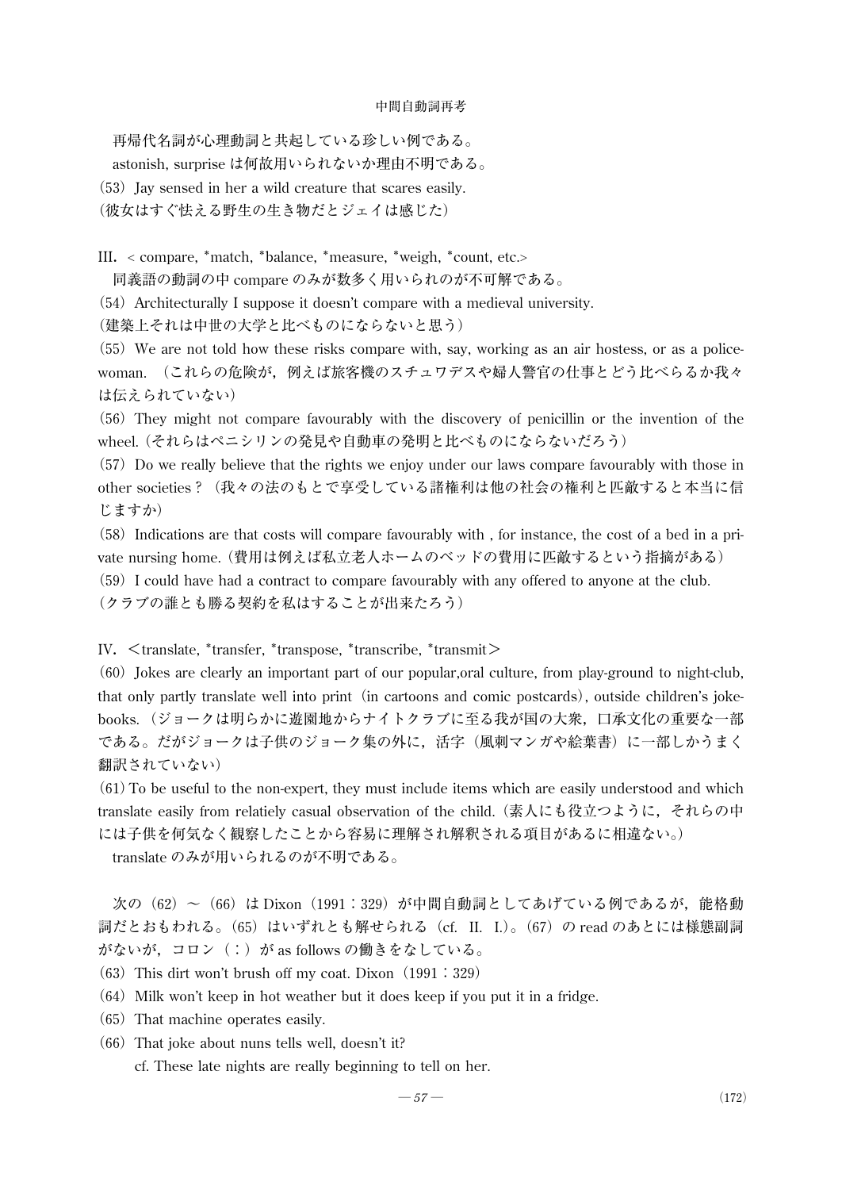再帰代名詞が心理動詞と共起している珍しい例である。

astonish, surprise は何故用いられないか理由不明である。

(53) Jay sensed in her a wild creature that scares easily.
(彼女はすぐ怯える野生の生き物だとジェイは感じた)

III. < compare, *match, *balance, *measure, *weigh, *count, etc.>

同義語の動詞の中 compare のみが数多く用いられのが不可解である。

(54) Architecturally I suppose it doesn't compare with a medieval university.
(建築上それは中世の大学と比べものにならないと思う)

(55) We are not told how these risks compare with, say, working as an air hostess, or as a policewoman. (これらの危険が，例えば旅客機のスチュワデスや婦人警官の仕事とどう比べらるか我々は伝えられていない)

(56) They might not compare favourably with the discovery of penicillin or the invention of the wheel. (それらはペニシリンの発見や自動車の発明と比べものにならないだろう)

(57) Do we really believe that the rights we enjoy under our laws compare favourably with those in other societies ? (我々の法のもとで享受している諸権利は他の社会の権利と匹敵すると本当に信じますか)

(58) Indications are that costs will compare favourably with , for instance, the cost of a bed in a private nursing home. (費用は例えば私立老人ホームのベッドの費用に匹敵するという指摘がある)

(59) I could have had a contract to compare favourably with any offered to anyone at the club.
(クラブの誰とも勝る契約を私はすることが出来たろう)

IV. <translate, *transfer, *transpose, *transcribe, *transmit>

(60) Jokes are clearly an important part of our popular,oral culture, from play-ground to night-club, that only partly translate well into print (in cartoons and comic postcards), outside children's joke-books. (ジョークは明らかに遊園地からナイトクラブに至る我が国の大衆，口承文化の重要な一部である。だがジョークは子供のジョーク集の外に，活字（風刺マンガや絵葉書）に一部しかうまく翻訳されていない)

(61) To be useful to the non-expert, they must include items which are easily understood and which translate easily from relatiely casual observation of the child. (素人にも役立つように，それらの中には子供を何気なく観察したことから容易に理解され解釈される項目があるに相違ない。)

translate のみが用いられるのが不明である。

次の（62）～（66）は Dixon（1991：329）が中間自動詞としてあげている例であるが，能格動詞だとおもわれる。(65）はいずれとも解せられる（cf. II. I.)。(67）の read のあとには様態副詞がないが，コロン（：）が as follows の働きをなしている。

(63) This dirt won't brush off my coat. Dixon (1991：329)

(64) Milk won't keep in hot weather but it does keep if you put it in a fridge.

(65) That machine operates easily.

(66) That joke about nuns tells well, doesn't it?
cf. These late nights are really beginning to tell on her.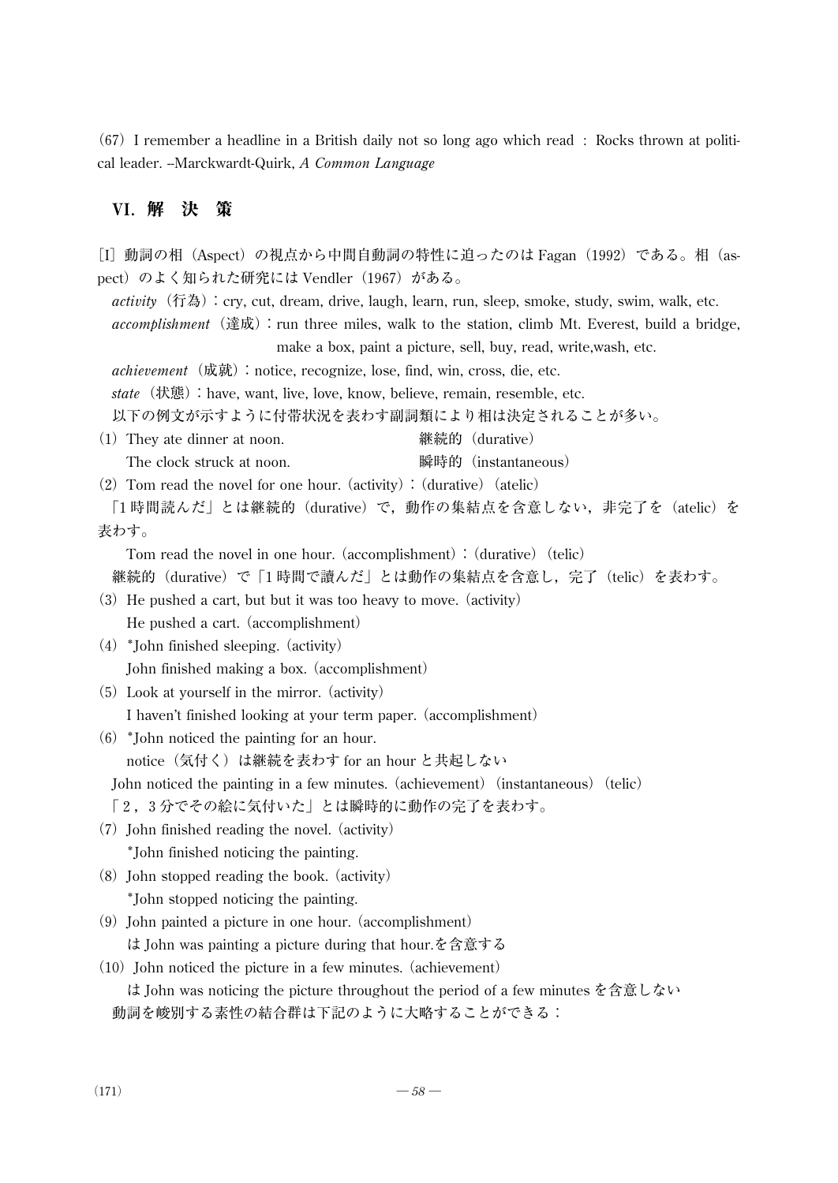(67) I remember a headline in a British daily not so long ago which read : Rocks thrown at political leader. --Marckwardt-Quirk, *A Common Language*

## VI. 解　決　策

[I] 動詞の相（Aspect）の視点から中間自動詞の特性に迫ったのは Fagan（1992）である。相（aspect）のよく知られた研究には Vendler（1967）がある。

*activity*（行為）: cry, cut, dream, drive, laugh, learn, run, sleep, smoke, study, swim, walk, etc.

*accomplishment*（達成）: run three miles, walk to the station, climb Mt. Everest, build a bridge, make a box, paint a picture, sell, buy, read, write,wash, etc.

*achievement*（成就）: notice, recognize, lose, find, win, cross, die, etc.

*state*（状態）: have, want, live, love, know, believe, remain, resemble, etc.

以下の例文が示すように付帯状況を表わす副詞類により相は決定されることが多い。

(1) They ate dinner at noon.　　　　継続的（durative）
The clock struck at noon.　　　　瞬時的（instantaneous）

(2) Tom read the novel for one hour. (activity) : (durative) (atelic)

「1時間読んだ」とは継続的（durative）で，動作の集結点を含意しない，非完了を（atelic）を表わす。

Tom read the novel in one hour. (accomplishment) : (durative) (telic)

継続的（durative）で「1時間で讀んだ」とは動作の集結点を含意し，完了（telic）を表わす。

(3) He pushed a cart, but but it was too heavy to move. (activity)
He pushed a cart. (accomplishment)

(4) *John finished sleeping. (activity)
John finished making a box. (accomplishment)

(5) Look at yourself in the mirror. (activity)
I haven't finished looking at your term paper. (accomplishment)

(6) *John noticed the painting for an hour.
notice（気付く）は継続を表わす for an hour と共起しない
John noticed the painting in a few minutes. (achievement) (instantaneous) (telic)

「2，3分でその絵に気付いた」とは瞬時的に動作の完了を表わす。

(7) John finished reading the novel. (activity)
*John finished noticing the painting.

(8) John stopped reading the book. (activity)
*John stopped noticing the painting.

(9) John painted a picture in one hour. (accomplishment)
は John was painting a picture during that hour.を含意する

(10) John noticed the picture in a few minutes. (achievement)
は John was noticing the picture throughout the period of a few minutes を含意しない

動詞を峻別する素性の結合群は下記のように大略することができる：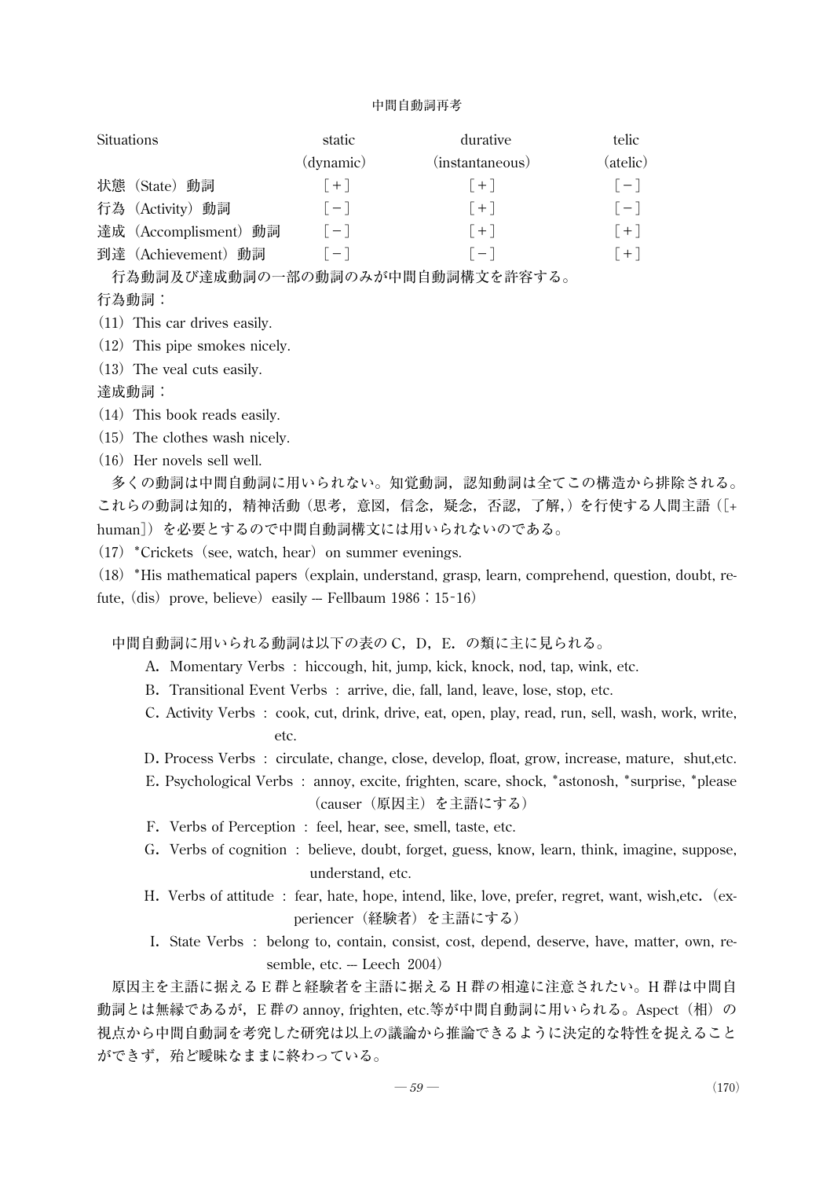| Situations | static (dynamic) | durative (instantaneous) | telic (atelic) |
|---|---|---|---|
| 状態（State）動詞 | [+] | [+] | [−] |
| 行為（Activity）動詞 | [−] | [+] | [−] |
| 達成（Accomplisment）動詞 | [−] | [+] | [+] |
| 到達（Achievement）動詞 | [−] | [−] | [+] |

行為動詞及び達成動詞の一部の動詞のみが中間自動詞構文を許容する。

行為動詞：

(11) This car drives easily.

(12) This pipe smokes nicely.

(13) The veal cuts easily.

達成動詞：

(14) This book reads easily.

(15) The clothes wash nicely.

(16) Her novels sell well.

多くの動詞は中間自動詞に用いられない。知覚動詞，認知動詞は全てこの構造から排除される。これらの動詞は知的，精神活動（思考，意図，信念，疑念，否認，了解，）を行使する人間主語（[+human]）を必要とするので中間自動詞構文には用いられないのである。

(17) *Crickets (see, watch, hear) on summer evenings.

(18) *His mathematical papers (explain, understand, grasp, learn, comprehend, question, doubt, refute, (dis) prove, believe) easily -- Fellbaum 1986：15-16)

中間自動詞に用いられる動詞は以下の表の C，D，E．の類に主に見られる。

A. Momentary Verbs : hiccough, hit, jump, kick, knock, nod, tap, wink, etc.

B. Transitional Event Verbs : arrive, die, fall, land, leave, lose, stop, etc.

C. Activity Verbs : cook, cut, drink, drive, eat, open, play, read, run, sell, wash, work, write, etc.

D. Process Verbs : circulate, change, close, develop, float, grow, increase, mature, shut,etc.

E. Psychological Verbs : annoy, excite, frighten, scare, shock, *astonosh, *surprise, *please（causer（原因主）を主語にする）

F. Verbs of Perception : feel, hear, see, smell, taste, etc.

G. Verbs of cognition : believe, doubt, forget, guess, know, learn, think, imagine, suppose, understand, etc.

H. Verbs of attitude : fear, hate, hope, intend, like, love, prefer, regret, want, wish,etc.（experiencer（経験者）を主語にする）

I. State Verbs : belong to, contain, consist, cost, depend, deserve, have, matter, own, resemble, etc. -- Leech 2004）

原因主を主語に据える E 群と経験者を主語に据える H 群の相違に注意されたい。H 群は中間自動詞とは無縁であるが，E 群の annoy, frighten, etc.等が中間自動詞に用いられる。Aspect（相）の視点から中間自動詞を考究した研究は以上の議論から推論できるように決定的な特性を捉えることができず，殆ど曖昧なままに終わっている。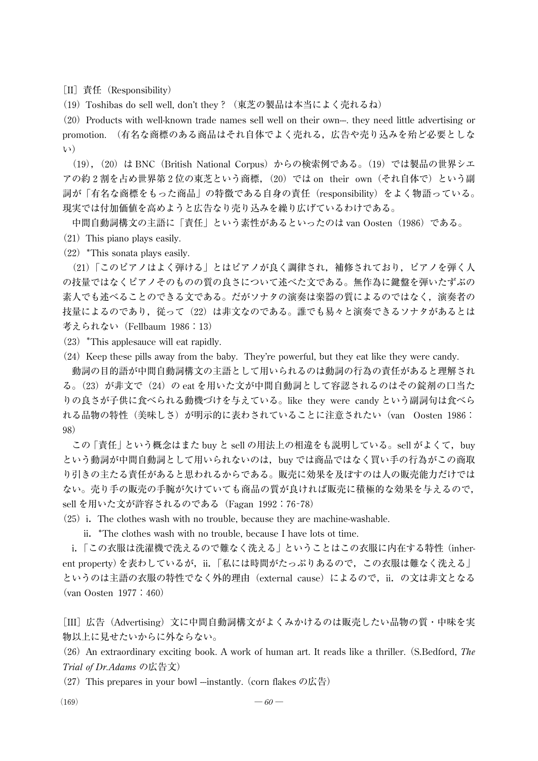［II］責任（Responsibility）

（19）Toshibas do sell well, don't they？（東芝の製品は本当によく売れるね）

（20）Products with well-known trade names sell well on their own–. they need little advertising or promotion.（有名な商標のある商品はそれ自体でよく売れる，広告や売り込みを殆ど必要としない）

（19），（20）は BNC（British National Corpus）からの検索例である。（19）では製品の世界シエアの約 2 割を占め世界第 2 位の東芝という商標，（20）では on their own（それ自体で）という副詞が「有名な商標をもった商品」の特徴である自身の責任（responsibility）をよく物語っている。現実では付加価値を高めようと広告なり売り込みを繰り広げているわけである。

中間自動詞構文の主語に「責任」という素性があるといったのは van Oosten（1986）である。

（21）This piano plays easily.

（22）*This sonata plays easily.

（21）「このピアノはよく弾ける」とはピアノが良く調律され，補修されており，ピアノを弾く人の技量ではなくピアノそのものの質の良さについて述べた文である。無作為に鍵盤を弾いたずぶの素人でも述べることのできる文である。だがソナタの演奏は楽器の質によるのではなく，演奏者の技量によるのであり，従って（22）は非文なのである。誰でも易々と演奏できるソナタがあるとは考えられない（Fellbaum 1986：13）

（23）*This applesauce will eat rapidly.

（24）Keep these pills away from the baby. They're powerful, but they eat like they were candy.

動詞の目的語が中間自動詞構文の主語として用いられるのは動詞の行為の責任があると理解される。（23）が非文で（24）の eat を用いた文が中間自動詞として容認されるのはその錠剤の口当たりの良さが子供に食べられる動機づけを与えている。like they were candy という副詞句は食べられる品物の特性（美味しさ）が明示的に表わされていることに注意されたい（van Oosten 1986：98）

この「責任」という概念はまた buy と sell の用法上の相違をも説明している。sell がよくて，buy という動詞が中間自動詞として用いられないのは，buy では商品ではなく買い手の行為がこの商取り引きの主たる責任があると思われるからである。販売に効果を及ぼすのは人の販売能力だけではない。売り手の販売の手腕が欠けていても商品の質が良ければ販売に積極的な効果を与えるので，sell を用いた文が許容されるのである（Fagan 1992：76-78）

（25）i. The clothes wash with no trouble, because they are machine-washable.

　　ii. *The clothes wash with no trouble, because I have lots ot time.

i.「この衣服は洗濯機で洗えるので難なく洗える」ということはこの衣服に内在する特性（inherent property）を表わしているが，ii.「私には時間がたっぷりあるので，この衣服は難なく洗える」というのは主語の衣服の特性でなく外的理由（external cause）によるので，ii. の文は非文となる（van Oosten 1977：460）

［III］広告（Advertising）文に中間自動詞構文がよくみかけるのは販売したい品物の質・中味を実物以上に見せたいからに外ならない。

（26）An extraordinary exciting book. A work of human art. It reads like a thriller.（S.Bedford, *The Trial of Dr.Adams* の広告文）

（27）This prepares in your bowl --instantly.（corn flakes の広告）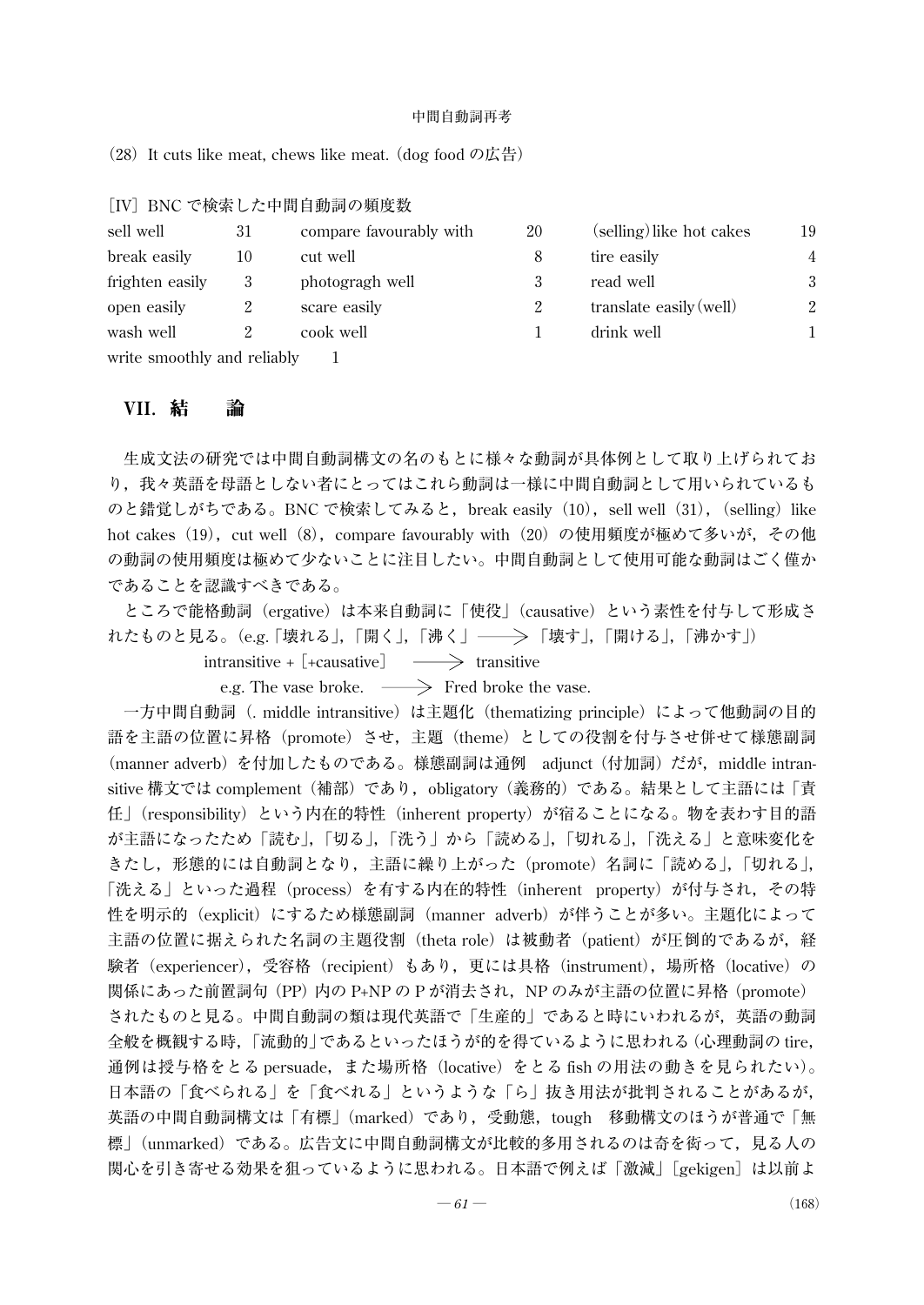(28) It cuts like meat, chews like meat. (dog food の広告)

[IV] BNC で検索した中間自動詞の頻度数

| | | | | | |
|---|---|---|---|---|---|
| sell well | 31 | compare favourably with | 20 | (selling) like hot cakes | 19 |
| break easily | 10 | cut well | 8 | tire easily | 4 |
| frighten easily | 3 | photogragh well | 3 | read well | 3 |
| open easily | 2 | scare easily | 2 | translate easily (well) | 2 |
| wash well | 2 | cook well | 1 | drink well | 1 |
| write smoothly and reliably | 1 | | | | |

## VII. 結　論

生成文法の研究では中間自動詞構文の名のもとに様々な動詞が具体例として取り上げられており，我々英語を母語としない者にとってはこれら動詞は一様に中間自動詞として用いられているものと錯覚しがちである。BNC で検索してみると，break easily（10），sell well（31），（selling）like hot cakes（19），cut well（8），compare favourably with（20）の使用頻度が極めて多いが，その他の動詞の使用頻度は極めて少ないことに注目したい。中間自動詞として使用可能な動詞はごく僅かであることを認識すべきである。

ところで能格動詞（ergative）は本来自動詞に「使役」（causative）という素性を付与して形成されたものと見る。(e.g.「壊れる」,「開く」,「沸く」——>「壊す」,「開ける」,「沸かす」)

intransitive + [+causative] ——> transitive

e.g. The vase broke. ——> Fred broke the vase.

一方中間自動詞（. middle intransitive）は主題化（thematizing principle）によって他動詞の目的語を主語の位置に昇格（promote）させ，主題（theme）としての役割を付与させ併せて様態副詞（manner adverb）を付加したものである。様態副詞は通例 adjunct（付加詞）だが，middle intransitive 構文では complement（補部）であり，obligatory（義務的）である。結果として主語には「責任」（responsibility）という内在的特性（inherent property）が宿ることになる。物を表わす目的語が主語になったため「読む」,「切る」,「洗う」から「読める」,「切れる」,「洗える」と意味変化をきたし，形態的には自動詞となり，主語に繰り上がった（promote）名詞に「読める」,「切れる」,「洗える」といった過程（process）を有する内在的特性（inherent property）が付与され，その特性を明示的（explicit）にするため様態副詞（manner adverb）が伴うことが多い。主題化によって主語の位置に据えられた名詞の主題役割（theta role）は被動者（patient）が圧倒的であるが，経験者（experiencer），受容格（recipient）もあり，更には具格（instrument），場所格（locative）の関係にあった前置詞句（PP）内の P+NP の P が消去され，NP のみが主語の位置に昇格（promote）されたものと見る。中間自動詞の類は現代英語で「生産的」であると時にいわれるが，英語の動詞全般を概観する時，「流動的」であるといったほうが的を得ているように思われる（心理動詞の tire，通例は授与格をとる persuade，また場所格（locative）をとる fish の用法の動きを見られたい）。日本語の「食べられる」を「食べれる」というような「ら」抜き用法が批判されることがあるが，英語の中間自動詞構文は「有標」（marked）であり，受動態，tough 移動構文のほうが普通で「無標」（unmarked）である。広告文に中間自動詞構文が比較的多用されるのは奇を衒って，見る人の関心を引き寄せる効果を狙っているように思われる。日本語で例えば「激減」[gekigen] は以前よ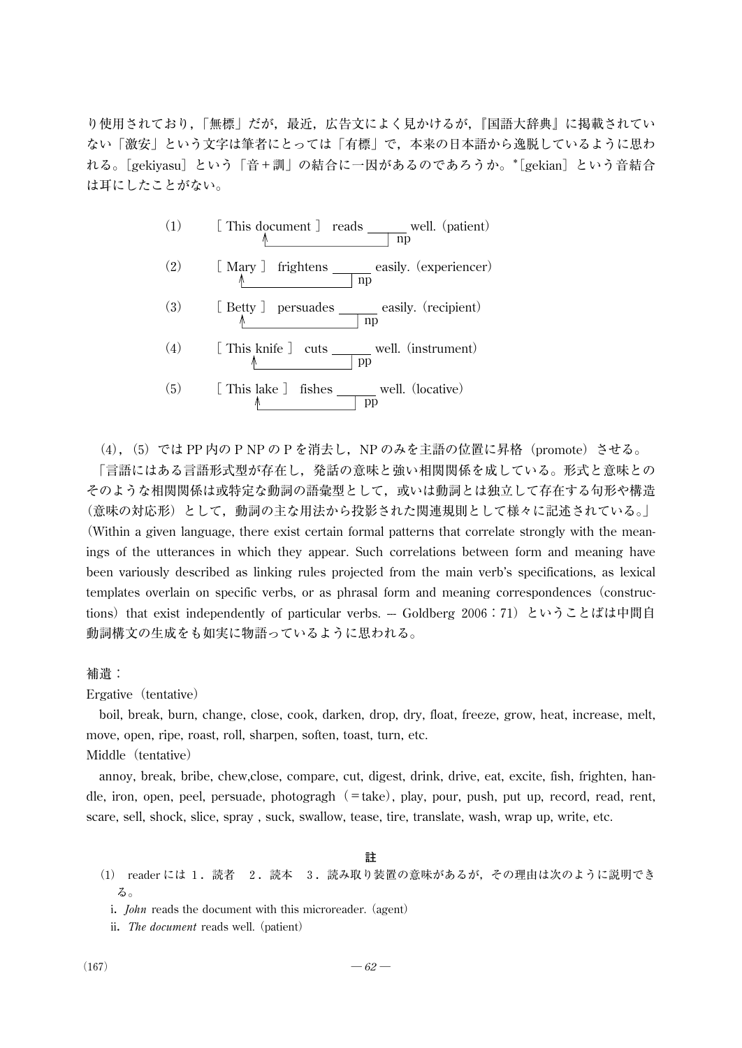り使用されており，「無標」だが，最近，広告文によく見かけるが，『国語大辞典』に掲載されていない「激安」という文字は筆者にとっては「有標」で，本来の日本語から逸脱しているように思われる。[gekiyasu] という「音＋訓」の結合に一因があるのであろうか。*[gekian] という音結合は耳にしたことがない。

(1)　[ This document ]　reads ______ well. (patient)
　　　　↑________________| np

(2)　[ Mary ]　frightens ______ easily. (experiencer)
　　　　↑________________| np

(3)　[ Betty ]　persuades ______ easily. (recipient)
　　　　↑________________| np

(4)　[ This knife ]　cuts ______ well. (instrument)
　　　　↑________________| pp

(5)　[ This lake ]　fishes ______ well. (locative)
　　　　↑________________| pp

(4)，(5) では PP 内の P NP の P を消去し，NP のみを主語の位置に昇格 (promote) させる。

「言語にはある言語形式型が存在し，発話の意味と強い相関関係を成している。形式と意味とのそのような相関関係は或特定な動詞の語彙型として，或いは動詞とは独立して存在する句形や構造 (意味の対応形) として，動詞の主な用法から投影された関連規則として様々に記述されている。」(Within a given language, there exist certain formal patterns that correlate strongly with the meanings of the utterances in which they appear. Such correlations between form and meaning have been variously described as linking rules projected from the main verb's specifications, as lexical templates overlain on specific verbs, or as phrasal form and meaning correspondences (constructions) that exist independently of particular verbs. -- Goldberg 2006：71) ということばは中間自動詞構文の生成をも如実に物語っているように思われる。

補遺：

Ergative (tentative)

boil, break, burn, change, close, cook, darken, drop, dry, float, freeze, grow, heat, increase, melt, move, open, ripe, roast, roll, sharpen, soften, toast, turn, etc.

Middle (tentative)

annoy, break, bribe, chew,close, compare, cut, digest, drink, drive, eat, excite, fish, frighten, handle, iron, open, peel, persuade, photogragh (＝take), play, pour, push, put up, record, read, rent, scare, sell, shock, slice, spray , suck, swallow, tease, tire, translate, wash, wrap up, write, etc.

**註**

(1)　reader には 1．読者　2．読本　3．読み取り装置の意味があるが，その理由は次のように説明できる。

i. *John* reads the document with this microreader. (agent)

ii. *The document* reads well. (patient)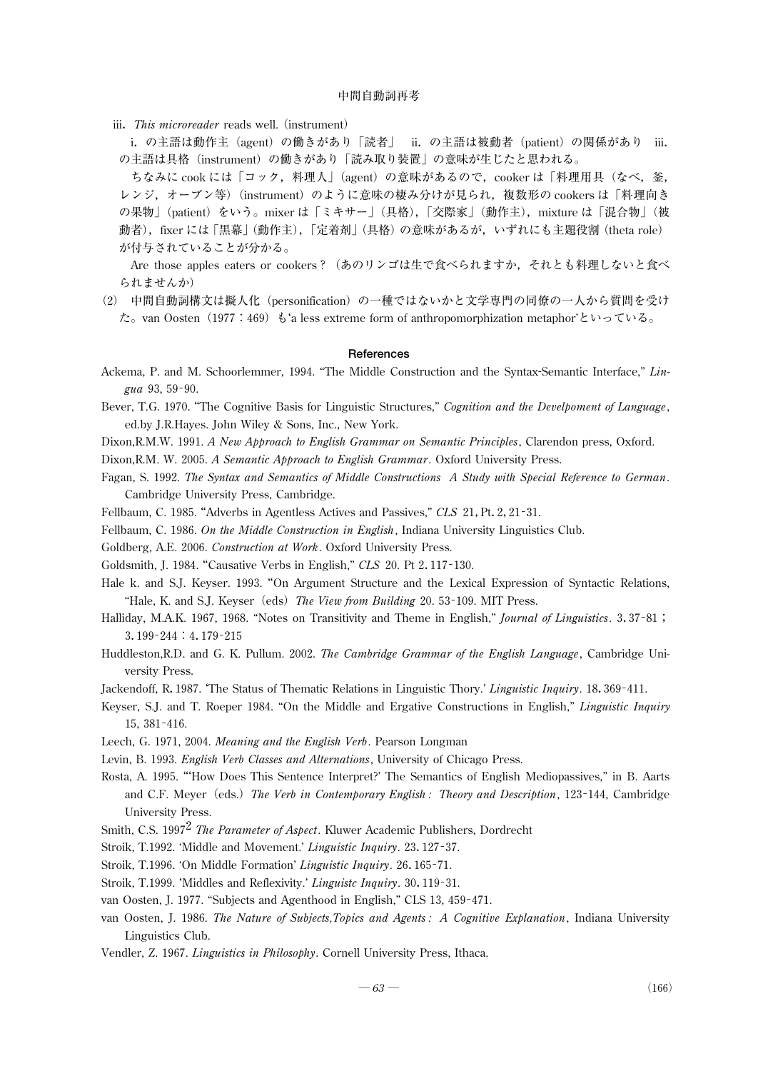iii. *This microreader* reads well.（instrument）

i. の主語は動作主（agent）の働きがあり「読者」 ii. の主語は被動者（patient）の関係があり iii. の主語は具格（instrument）の働きがあり「読み取り装置」の意味が生じたと思われる。

ちなみに cook には「コック，料理人」（agent）の意味があるので，cooker は「料理用具（なべ，釜，レンジ，オーブン等）（instrument）のように意味の棲み分けが見られ，複数形の cookers は「料理向きの果物」（patient）をいう。mixer は「ミキサー」（具格），「交際家」（動作主），mixture は「混合物」（被動者），fixer には「黒幕」（動作主），「定着剤」（具格）の意味があるが，いずれにも主題役割（theta role）が付与されていることが分かる。

Are those apples eaters or cookers？（あのリンゴは生で食べられますか，それとも料理しないと食べられませんか）

(2) 中間自動詞構文は擬人化（personification）の一種ではないかと文学専門の同僚の一人から質問を受けた。van Oosten（1977：469）も'a less extreme form of anthropomorphization metaphor'といっている。

## References

Ackema, P. and M. Schoorlemmer, 1994. "The Middle Construction and the Syntax-Semantic Interface," *Lingua* 93, 59-90.

Bever, T.G. 1970. "The Cognitive Basis for Linguistic Structures," *Cognition and the Develpoment of Language*, ed.by J.R.Hayes. John Wiley & Sons, Inc., New York.

Dixon,R.M.W. 1991. *A New Approach to English Grammar on Semantic Principles*, Clarendon press, Oxford.

Dixon,R.M. W. 2005. *A Semantic Approach to English Grammar*. Oxford University Press.

Fagan, S. 1992. *The Syntax and Semantics of Middle Constructions A Study with Special Reference to German*. Cambridge University Press, Cambridge.

Fellbaum, C. 1985. "Adverbs in Agentless Actives and Passives," *CLS* 21, Pt. 2, 21-31.

Fellbaum, C. 1986. *On the Middle Construction in English*, Indiana University Linguistics Club.

Goldberg, A.E. 2006. *Construction at Work*. Oxford University Press.

Goldsmith, J. 1984. "Causative Verbs in English," *CLS* 20. Pt 2. 117-130.

Hale k. and S.J. Keyser. 1993. "On Argument Structure and the Lexical Expression of Syntactic Relations, "Hale, K. and S.J. Keyser（eds）*The View from Building* 20. 53-109. MIT Press.

Halliday, M.A.K. 1967, 1968. "Notes on Transitivity and Theme in English," *Journal of Linguistics*. 3. 37-81；3. 199-244：4. 179-215

Huddleston,R.D. and G. K. Pullum. 2002. *The Cambridge Grammar of the English Language*, Cambridge University Press.

Jackendoff, R. 1987. 'The Status of Thematic Relations in Linguistic Thory.' *Linguistic Inquiry*. 18. 369-411.

Keyser, S.J. and T. Roeper 1984. "On the Middle and Ergative Constructions in English," *Linguistic Inquiry* 15, 381-416.

Leech, G. 1971, 2004. *Meaning and the English Verb*. Pearson Longman

Levin, B. 1993. *English Verb Classes and Alternations*, University of Chicago Press.

Rosta, A. 1995. "'How Does This Sentence Interpret?' The Semantics of English Mediopassives," in B. Aarts and C.F. Meyer（eds.）*The Verb in Contemporary English: Theory and Description*, 123-144, Cambridge University Press.

Smith, C.S. 1997[2] *The Parameter of Aspect*. Kluwer Academic Publishers, Dordrecht

Stroik, T.1992. 'Middle and Movement.' *Linguistic Inquiry*. 23. 127-37.

Stroik, T.1996. 'On Middle Formation' *Linguistic Inquiry*. 26. 165-71.

Stroik, T.1999. 'Middles and Reflexivity.' *Linguistc Inquiry*. 30. 119-31.

van Oosten, J. 1977. "Subjects and Agenthood in English," CLS 13, 459-471.

van Oosten, J. 1986. *The Nature of Subjects,Topics and Agents: A Cognitive Explanation*, Indiana University Linguistics Club.

Vendler, Z. 1967. *Linguistics in Philosophy*. Cornell University Press, Ithaca.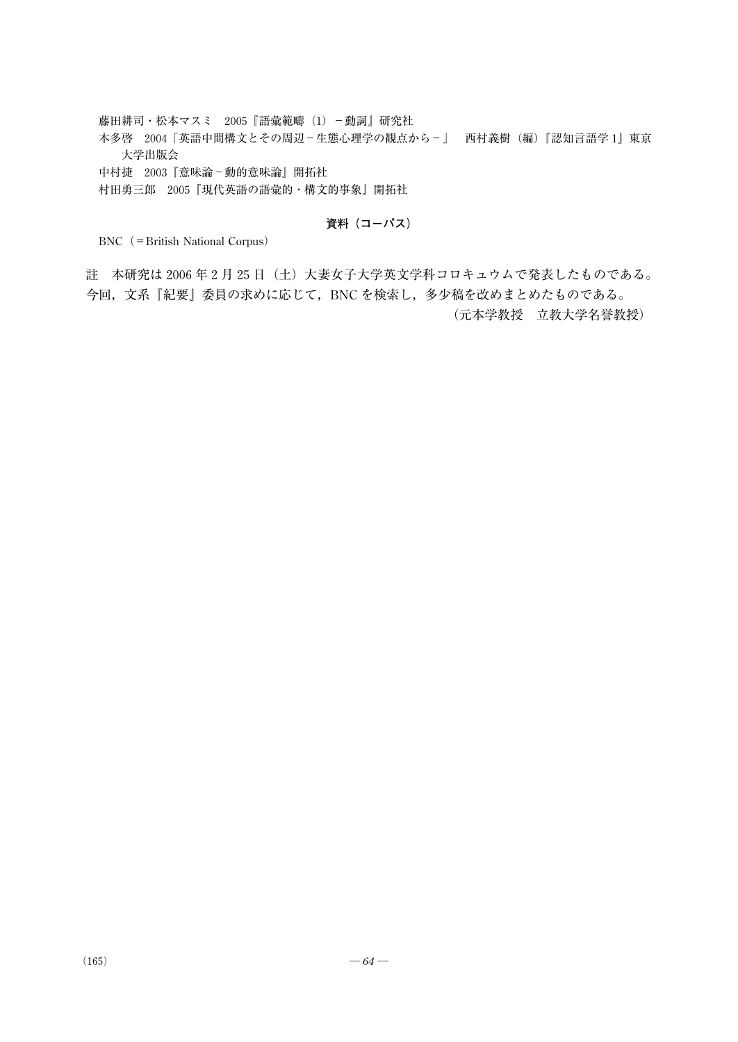藤田耕司・松本マスミ　2005『語彙範疇（1）－動詞』研究社

本多啓　2004「英語中間構文とその周辺－生態心理学の観点から－」　西村義樹（編）『認知言語学 1』東京大学出版会

中村捷　2003『意味論－動的意味論』開拓社

村田勇三郎　2005『現代英語の語彙的・構文的事象』開拓社

### 資料（コーパス）

BNC（＝British National Corpus）

註　本研究は 2006 年 2 月 25 日（土）大妻女子大学英文学科コロキュウムで発表したものである。今回，文系『紀要』委員の求めに応じて，BNC を検索し，多少稿を改めまとめたものである。

（元本学教授　立教大学名誉教授）